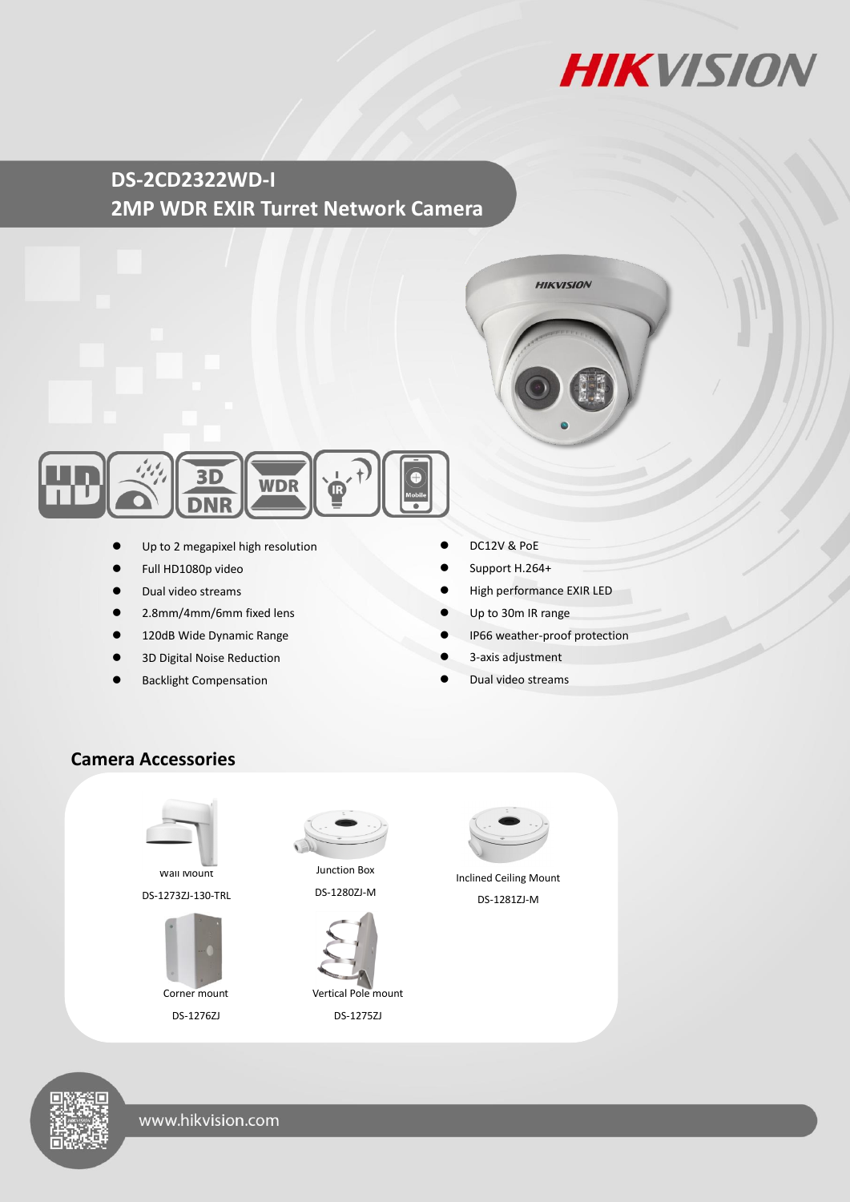HIKVISION

# DS-2CD2322WD-I
## 2MP WDR EXIR Turret Network Camera

- Up to 2 megapixel high resolution
- Full HD1080p video
- Dual video streams
- 2.8mm/4mm/6mm fixed lens
- 120dB Wide Dynamic Range
- 3D Digital Noise Reduction
- Backlight Compensation
- DC12V & PoE
- Support H.264+
- High performance EXIR LED
- Up to 30m IR range
- IP66 weather-proof protection
- 3-axis adjustment
- Dual video streams

## Camera Accessories

Wall Mount
DS-1273ZJ-130-TRL

Junction Box
DS-1280ZJ-M

Inclined Ceiling Mount
DS-1281ZJ-M

Corner mount
DS-1276ZJ

Vertical Pole mount
DS-1275ZJ

www.hikvision.com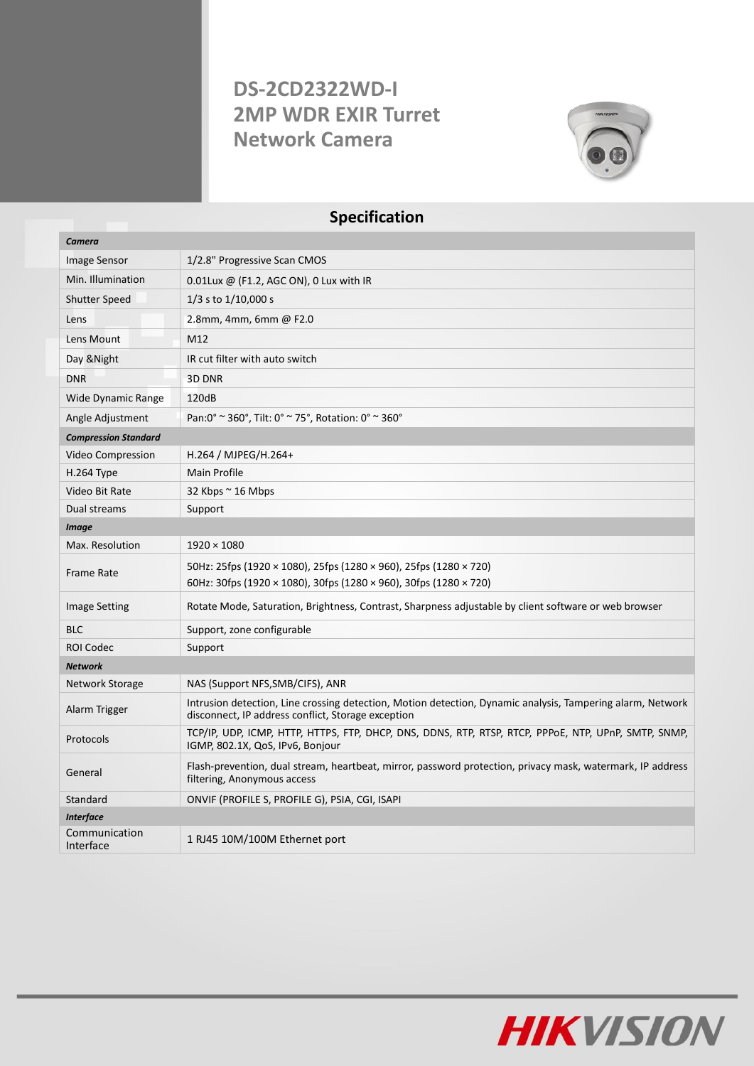# DS-2CD2322WD-I
# 2MP WDR EXIR Turret Network Camera

## Specification

| **Camera** | |
|---|---|
| Image Sensor | 1/2.8" Progressive Scan CMOS |
| Min. Illumination | 0.01Lux @ (F1.2, AGC ON), 0 Lux with IR |
| Shutter Speed | 1/3 s to 1/10,000 s |
| Lens | 2.8mm, 4mm, 6mm @ F2.0 |
| Lens Mount | M12 |
| Day &Night | IR cut filter with auto switch |
| DNR | 3D DNR |
| Wide Dynamic Range | 120dB |
| Angle Adjustment | Pan:0° ~ 360°, Tilt: 0° ~ 75°, Rotation: 0° ~ 360° |
| **Compression Standard** | |
| Video Compression | H.264 / MJPEG/H.264+ |
| H.264 Type | Main Profile |
| Video Bit Rate | 32 Kbps ~ 16 Mbps |
| Dual streams | Support |
| **Image** | |
| Max. Resolution | 1920 × 1080 |
| Frame Rate | 50Hz: 25fps (1920 × 1080), 25fps (1280 × 960), 25fps (1280 × 720)<br>60Hz: 30fps (1920 × 1080), 30fps (1280 × 960), 30fps (1280 × 720) |
| Image Setting | Rotate Mode, Saturation, Brightness, Contrast, Sharpness adjustable by client software or web browser |
| BLC | Support, zone configurable |
| ROI Codec | Support |
| **Network** | |
| Network Storage | NAS (Support NFS,SMB/CIFS), ANR |
| Alarm Trigger | Intrusion detection, Line crossing detection, Motion detection, Dynamic analysis, Tampering alarm, Network disconnect, IP address conflict, Storage exception |
| Protocols | TCP/IP, UDP, ICMP, HTTP, HTTPS, FTP, DHCP, DNS, DDNS, RTP, RTSP, RTCP, PPPoE, NTP, UPnP, SMTP, SNMP, IGMP, 802.1X, QoS, IPv6, Bonjour |
| General | Flash-prevention, dual stream, heartbeat, mirror, password protection, privacy mask, watermark, IP address filtering, Anonymous access |
| Standard | ONVIF (PROFILE S, PROFILE G), PSIA, CGI, ISAPI |
| **Interface** | |
| Communication Interface | 1 RJ45 10M/100M Ethernet port |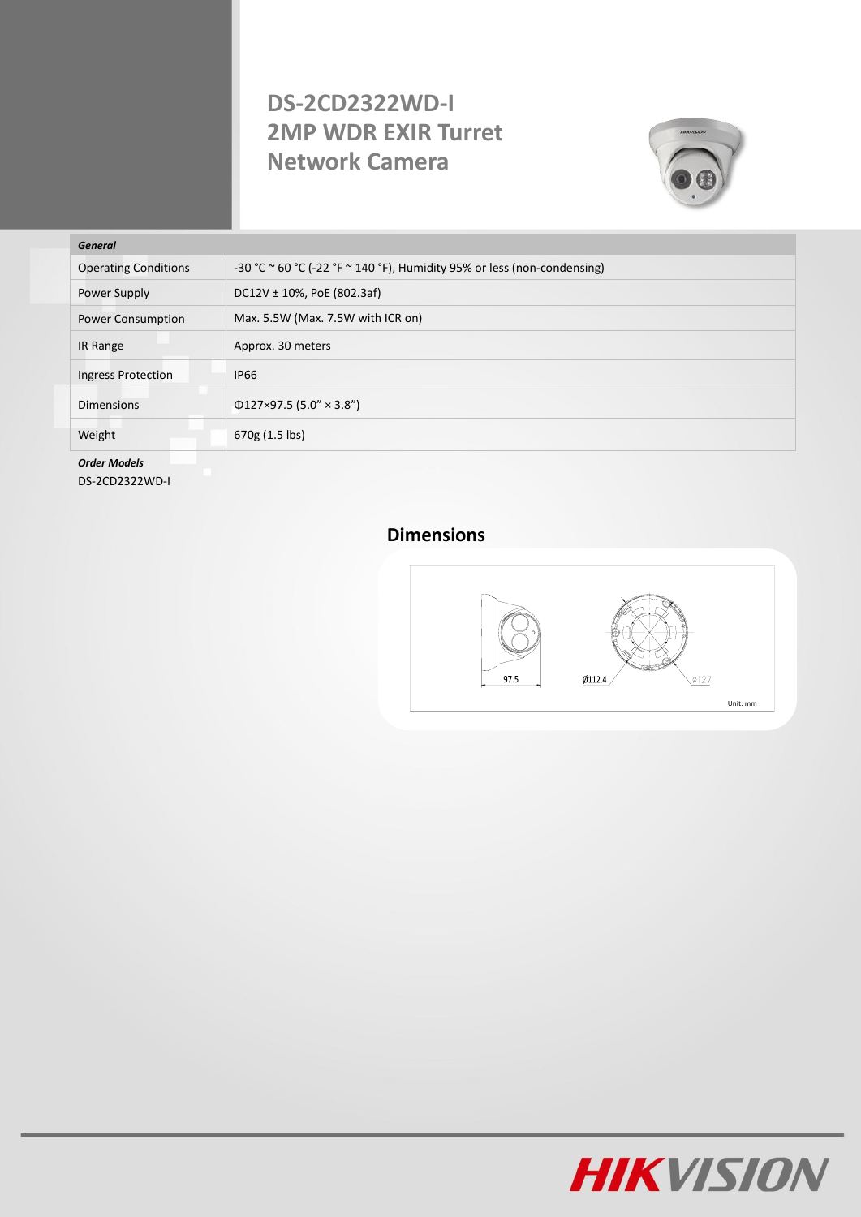# DS-2CD2322WD-I
# 2MP WDR EXIR Turret Network Camera

| General | |
|---|---|
| Operating Conditions | -30 °C ~ 60 °C (-22 °F ~ 140 °F), Humidity 95% or less (non-condensing) |
| Power Supply | DC12V ± 10%, PoE (802.3af) |
| Power Consumption | Max. 5.5W (Max. 7.5W with ICR on) |
| IR Range | Approx. 30 meters |
| Ingress Protection | IP66 |
| Dimensions | Φ127×97.5 (5.0” × 3.8”) |
| Weight | 670g (1.5 lbs) |

***Order Models***

DS-2CD2322WD-I

## Dimensions

97.5

Ø112.4

Ø127

Unit: mm